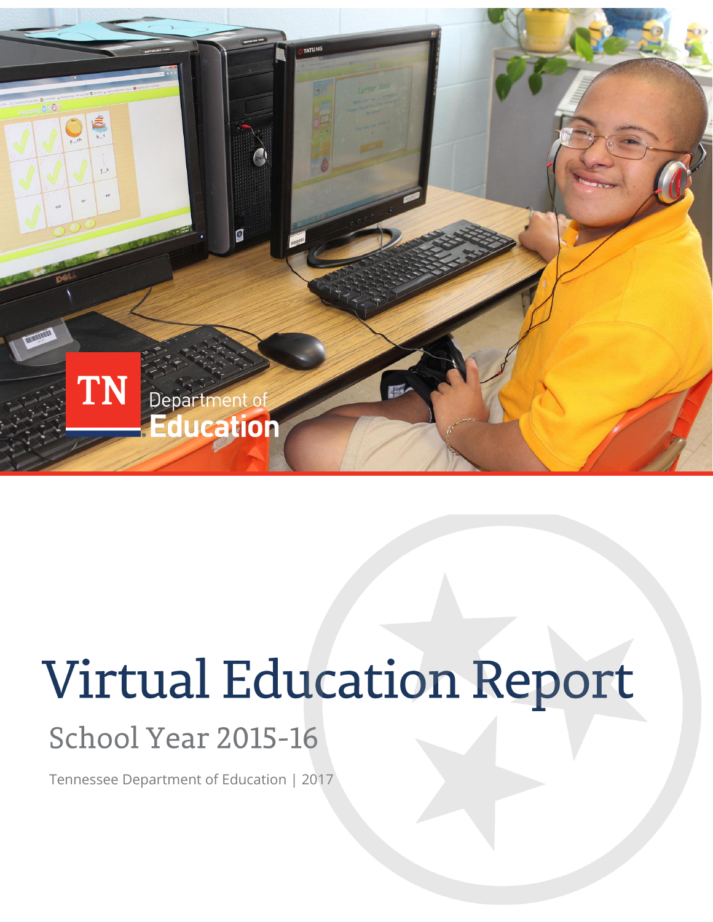TN Department of Education

# Virtual Education Report

## School Year 2015-16

Tennessee Department of Education | 2017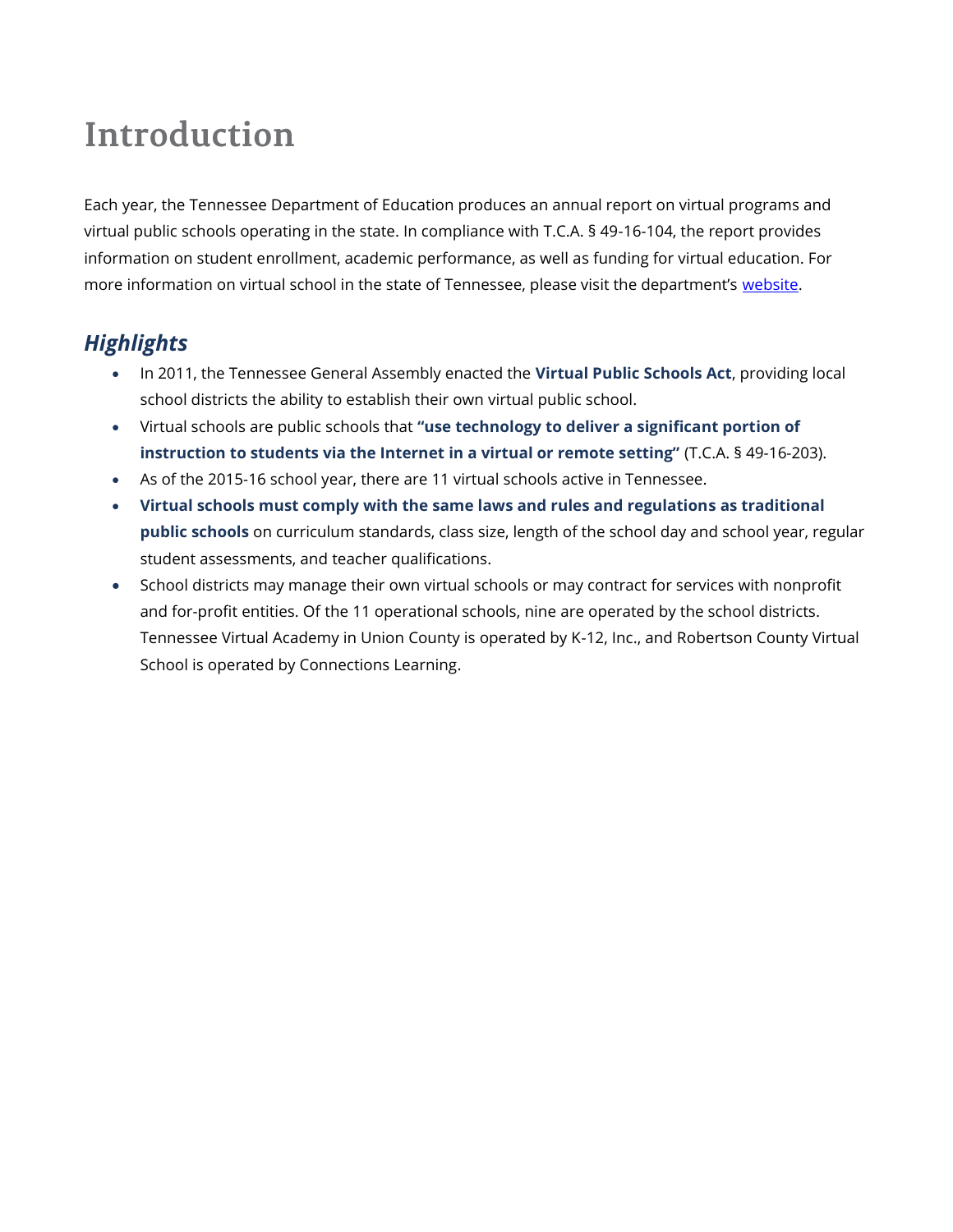# Introduction

Each year, the Tennessee Department of Education produces an annual report on virtual programs and virtual public schools operating in the state. In compliance with T.C.A. § 49-16-104, the report provides information on student enrollment, academic performance, as well as funding for virtual education. For more information on virtual school in the state of Tennessee, please visit the department's website.

## *Highlights*

- In 2011, the Tennessee General Assembly enacted the **Virtual Public Schools Act**, providing local school districts the ability to establish their own virtual public school.
- Virtual schools are public schools that **"use technology to deliver a significant portion of instruction to students via the Internet in a virtual or remote setting"** (T.C.A. § 49-16-203).
- As of the 2015-16 school year, there are 11 virtual schools active in Tennessee.
- **Virtual schools must comply with the same laws and rules and regulations as traditional public schools** on curriculum standards, class size, length of the school day and school year, regular student assessments, and teacher qualifications.
- School districts may manage their own virtual schools or may contract for services with nonprofit and for-profit entities. Of the 11 operational schools, nine are operated by the school districts. Tennessee Virtual Academy in Union County is operated by K-12, Inc., and Robertson County Virtual School is operated by Connections Learning.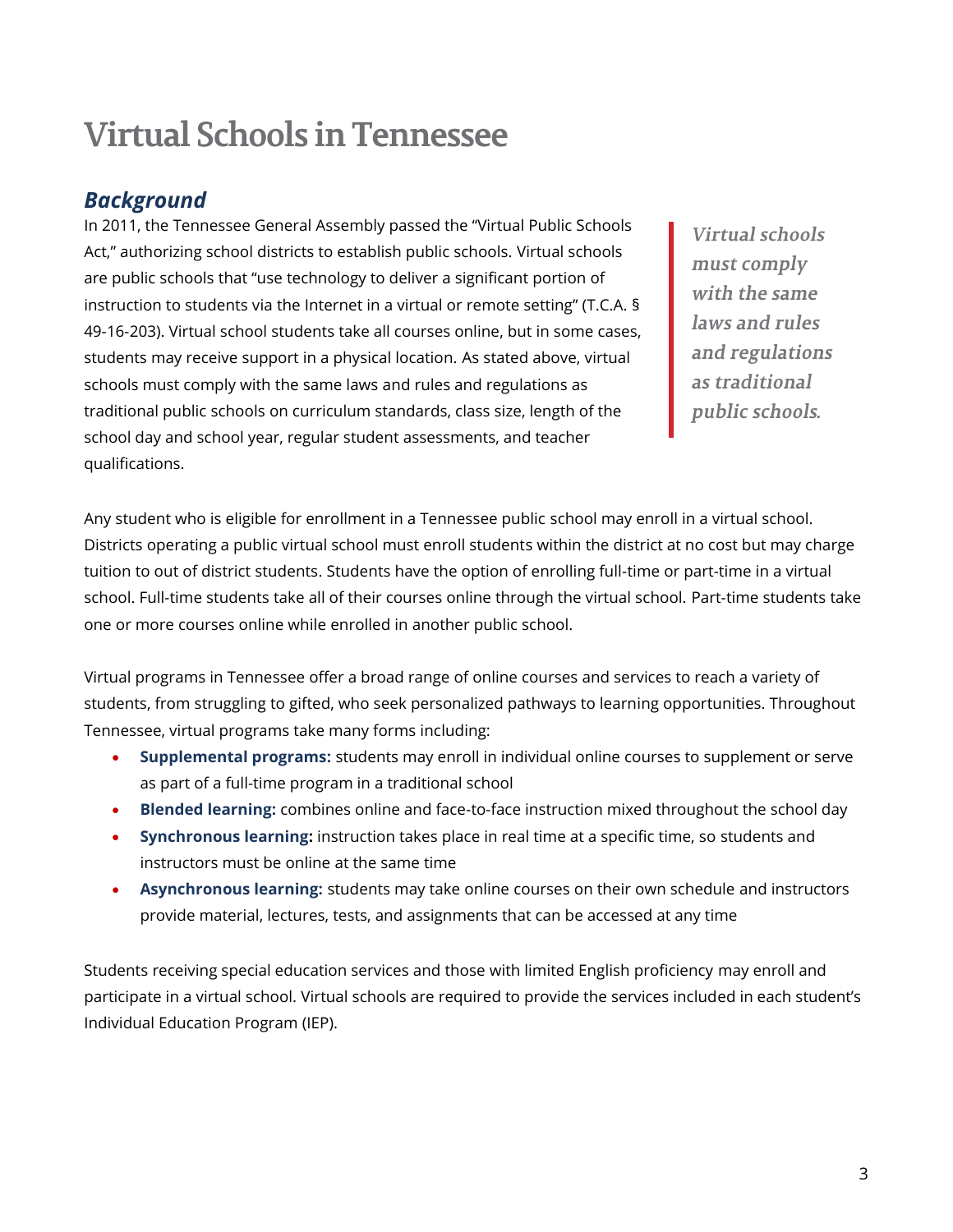# Virtual Schools in Tennessee

## *Background*

In 2011, the Tennessee General Assembly passed the "Virtual Public Schools Act," authorizing school districts to establish public schools. Virtual schools are public schools that "use technology to deliver a significant portion of instruction to students via the Internet in a virtual or remote setting" (T.C.A. § 49-16-203). Virtual school students take all courses online, but in some cases, students may receive support in a physical location. As stated above, virtual schools must comply with the same laws and rules and regulations as traditional public schools on curriculum standards, class size, length of the school day and school year, regular student assessments, and teacher qualifications.

> ***Virtual schools must comply with the same laws and rules and regulations as traditional public schools.***

Any student who is eligible for enrollment in a Tennessee public school may enroll in a virtual school. Districts operating a public virtual school must enroll students within the district at no cost but may charge tuition to out of district students. Students have the option of enrolling full-time or part-time in a virtual school. Full-time students take all of their courses online through the virtual school. Part-time students take one or more courses online while enrolled in another public school.

Virtual programs in Tennessee offer a broad range of online courses and services to reach a variety of students, from struggling to gifted, who seek personalized pathways to learning opportunities. Throughout Tennessee, virtual programs take many forms including:

- **Supplemental programs:** students may enroll in individual online courses to supplement or serve as part of a full-time program in a traditional school
- **Blended learning:** combines online and face-to-face instruction mixed throughout the school day
- **Synchronous learning:** instruction takes place in real time at a specific time, so students and instructors must be online at the same time
- **Asynchronous learning:** students may take online courses on their own schedule and instructors provide material, lectures, tests, and assignments that can be accessed at any time

Students receiving special education services and those with limited English proficiency may enroll and participate in a virtual school. Virtual schools are required to provide the services included in each student's Individual Education Program (IEP).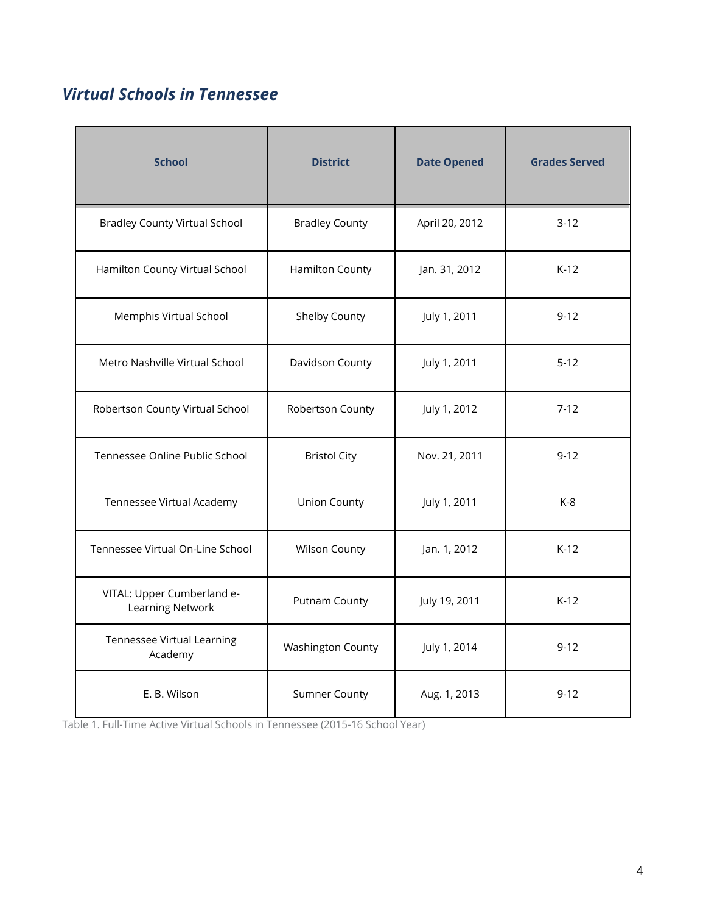## *Virtual Schools in Tennessee*

| School | District | Date Opened | Grades Served |
|---|---|---|---|
| Bradley County Virtual School | Bradley County | April 20, 2012 | 3-12 |
| Hamilton County Virtual School | Hamilton County | Jan. 31, 2012 | K-12 |
| Memphis Virtual School | Shelby County | July 1, 2011 | 9-12 |
| Metro Nashville Virtual School | Davidson County | July 1, 2011 | 5-12 |
| Robertson County Virtual School | Robertson County | July 1, 2012 | 7-12 |
| Tennessee Online Public School | Bristol City | Nov. 21, 2011 | 9-12 |
| Tennessee Virtual Academy | Union County | July 1, 2011 | K-8 |
| Tennessee Virtual On-Line School | Wilson County | Jan. 1, 2012 | K-12 |
| VITAL: Upper Cumberland e-Learning Network | Putnam County | July 19, 2011 | K-12 |
| Tennessee Virtual Learning Academy | Washington County | July 1, 2014 | 9-12 |
| E. B. Wilson | Sumner County | Aug. 1, 2013 | 9-12 |

Table 1. Full-Time Active Virtual Schools in Tennessee (2015-16 School Year)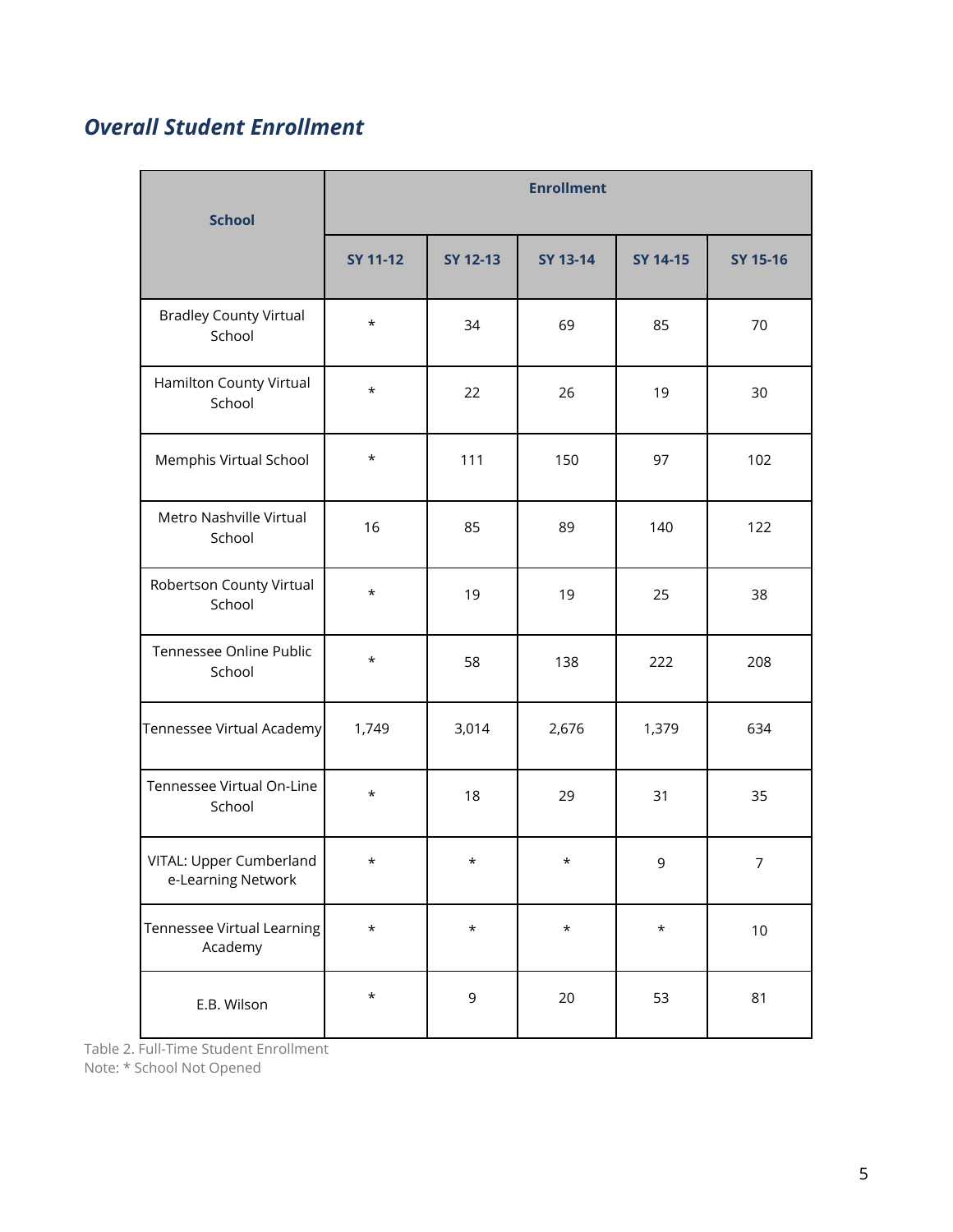## *Overall Student Enrollment*

| School | Enrollment | | | | |
|---|---|---|---|---|---|
| | SY 11-12 | SY 12-13 | SY 13-14 | SY 14-15 | SY 15-16 |
| Bradley County Virtual School | * | 34 | 69 | 85 | 70 |
| Hamilton County Virtual School | * | 22 | 26 | 19 | 30 |
| Memphis Virtual School | * | 111 | 150 | 97 | 102 |
| Metro Nashville Virtual School | 16 | 85 | 89 | 140 | 122 |
| Robertson County Virtual School | * | 19 | 19 | 25 | 38 |
| Tennessee Online Public School | * | 58 | 138 | 222 | 208 |
| Tennessee Virtual Academy | 1,749 | 3,014 | 2,676 | 1,379 | 634 |
| Tennessee Virtual On-Line School | * | 18 | 29 | 31 | 35 |
| VITAL: Upper Cumberland e-Learning Network | * | * | * | 9 | 7 |
| Tennessee Virtual Learning Academy | * | * | * | * | 10 |
| E.B. Wilson | * | 9 | 20 | 53 | 81 |

Table 2. Full-Time Student Enrollment
Note: * School Not Opened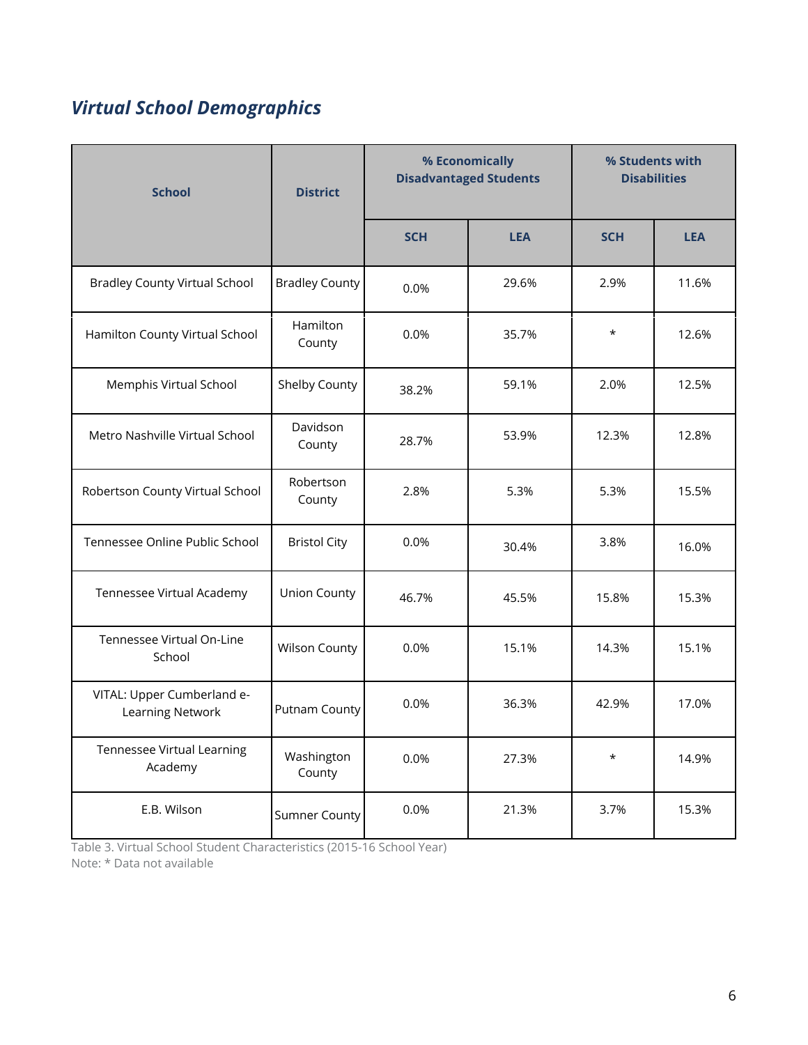## *Virtual School Demographics*

| School | District | % Economically Disadvantaged Students | | % Students with Disabilities | |
|---|---|---|---|---|---|
| | | SCH | LEA | SCH | LEA |
| Bradley County Virtual School | Bradley County | 0.0% | 29.6% | 2.9% | 11.6% |
| Hamilton County Virtual School | Hamilton County | 0.0% | 35.7% | * | 12.6% |
| Memphis Virtual School | Shelby County | 38.2% | 59.1% | 2.0% | 12.5% |
| Metro Nashville Virtual School | Davidson County | 28.7% | 53.9% | 12.3% | 12.8% |
| Robertson County Virtual School | Robertson County | 2.8% | 5.3% | 5.3% | 15.5% |
| Tennessee Online Public School | Bristol City | 0.0% | 30.4% | 3.8% | 16.0% |
| Tennessee Virtual Academy | Union County | 46.7% | 45.5% | 15.8% | 15.3% |
| Tennessee Virtual On-Line School | Wilson County | 0.0% | 15.1% | 14.3% | 15.1% |
| VITAL: Upper Cumberland e-Learning Network | Putnam County | 0.0% | 36.3% | 42.9% | 17.0% |
| Tennessee Virtual Learning Academy | Washington County | 0.0% | 27.3% | * | 14.9% |
| E.B. Wilson | Sumner County | 0.0% | 21.3% | 3.7% | 15.3% |

Table 3. Virtual School Student Characteristics (2015-16 School Year)
Note: * Data not available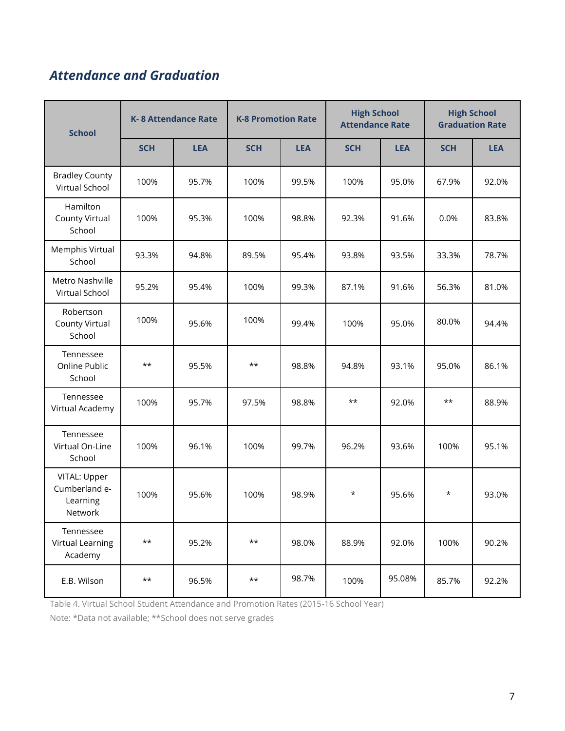## *Attendance and Graduation*

| School | K- 8 Attendance Rate | | K-8 Promotion Rate | | High School Attendance Rate | | High School Graduation Rate | |
|---|---|---|---|---|---|---|---|---|
| | SCH | LEA | SCH | LEA | SCH | LEA | SCH | LEA |
| Bradley County Virtual School | 100% | 95.7% | 100% | 99.5% | 100% | 95.0% | 67.9% | 92.0% |
| Hamilton County Virtual School | 100% | 95.3% | 100% | 98.8% | 92.3% | 91.6% | 0.0% | 83.8% |
| Memphis Virtual School | 93.3% | 94.8% | 89.5% | 95.4% | 93.8% | 93.5% | 33.3% | 78.7% |
| Metro Nashville Virtual School | 95.2% | 95.4% | 100% | 99.3% | 87.1% | 91.6% | 56.3% | 81.0% |
| Robertson County Virtual School | 100% | 95.6% | 100% | 99.4% | 100% | 95.0% | 80.0% | 94.4% |
| Tennessee Online Public School | ** | 95.5% | ** | 98.8% | 94.8% | 93.1% | 95.0% | 86.1% |
| Tennessee Virtual Academy | 100% | 95.7% | 97.5% | 98.8% | ** | 92.0% | ** | 88.9% |
| Tennessee Virtual On-Line School | 100% | 96.1% | 100% | 99.7% | 96.2% | 93.6% | 100% | 95.1% |
| VITAL: Upper Cumberland e-Learning Network | 100% | 95.6% | 100% | 98.9% | * | 95.6% | * | 93.0% |
| Tennessee Virtual Learning Academy | ** | 95.2% | ** | 98.0% | 88.9% | 92.0% | 100% | 90.2% |
| E.B. Wilson | ** | 96.5% | ** | 98.7% | 100% | 95.08% | 85.7% | 92.2% |

Table 4. Virtual School Student Attendance and Promotion Rates (2015-16 School Year)

Note: *Data not available; **School does not serve grades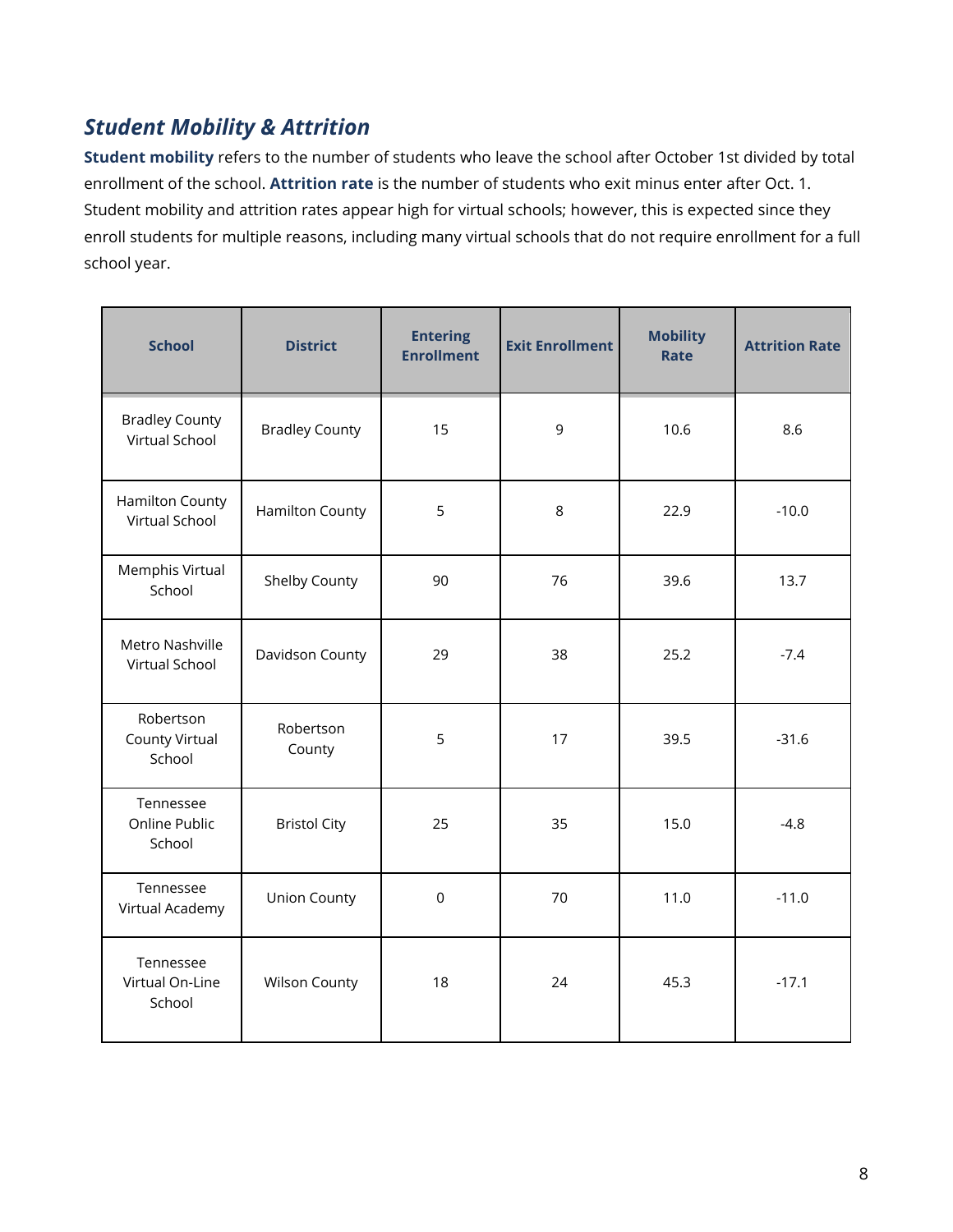## *Student Mobility & Attrition*

**Student mobility** refers to the number of students who leave the school after October 1st divided by total enrollment of the school. **Attrition rate** is the number of students who exit minus enter after Oct. 1. Student mobility and attrition rates appear high for virtual schools; however, this is expected since they enroll students for multiple reasons, including many virtual schools that do not require enrollment for a full school year.

| School | District | Entering Enrollment | Exit Enrollment | Mobility Rate | Attrition Rate |
|---|---|---|---|---|---|
| Bradley County Virtual School | Bradley County | 15 | 9 | 10.6 | 8.6 |
| Hamilton County Virtual School | Hamilton County | 5 | 8 | 22.9 | -10.0 |
| Memphis Virtual School | Shelby County | 90 | 76 | 39.6 | 13.7 |
| Metro Nashville Virtual School | Davidson County | 29 | 38 | 25.2 | -7.4 |
| Robertson County Virtual School | Robertson County | 5 | 17 | 39.5 | -31.6 |
| Tennessee Online Public School | Bristol City | 25 | 35 | 15.0 | -4.8 |
| Tennessee Virtual Academy | Union County | 0 | 70 | 11.0 | -11.0 |
| Tennessee Virtual On-Line School | Wilson County | 18 | 24 | 45.3 | -17.1 |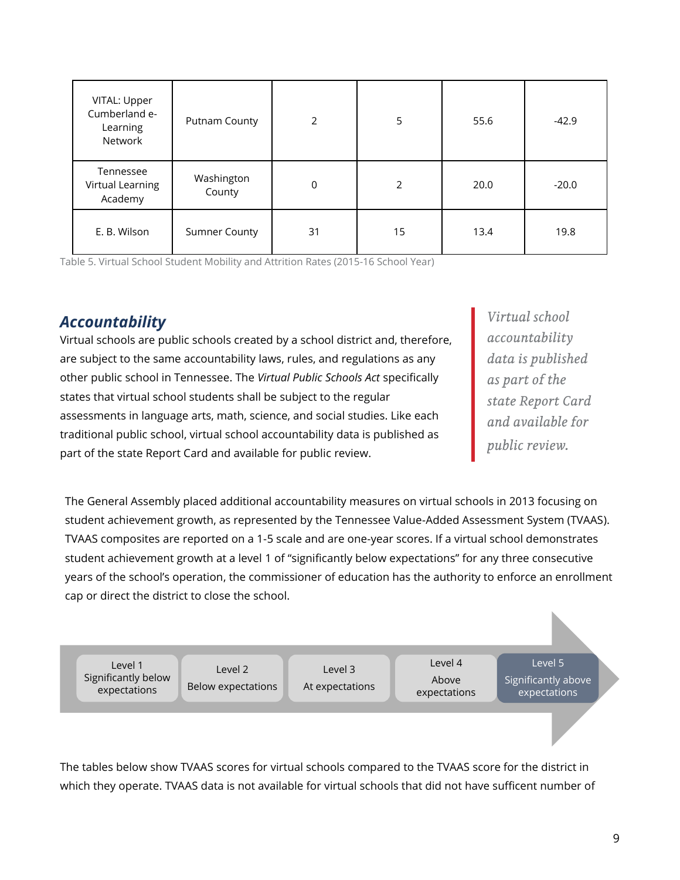| | | | | | |
|---|---|---|---|---|---|
| VITAL: Upper Cumberland e-Learning Network | Putnam County | 2 | 5 | 55.6 | -42.9 |
| Tennessee Virtual Learning Academy | Washington County | 0 | 2 | 20.0 | -20.0 |
| E. B. Wilson | Sumner County | 31 | 15 | 13.4 | 19.8 |

Table 5. Virtual School Student Mobility and Attrition Rates (2015-16 School Year)

## *Accountability*

Virtual schools are public schools created by a school district and, therefore, are subject to the same accountability laws, rules, and regulations as any other public school in Tennessee. The *Virtual Public Schools Act* specifically states that virtual school students shall be subject to the regular assessments in language arts, math, science, and social studies. Like each traditional public school, virtual school accountability data is published as part of the state Report Card and available for public review.

> *Virtual school accountability data is published as part of the state Report Card and available for public review.*

The General Assembly placed additional accountability measures on virtual schools in 2013 focusing on student achievement growth, as represented by the Tennessee Value-Added Assessment System (TVAAS). TVAAS composites are reported on a 1-5 scale and are one-year scores. If a virtual school demonstrates student achievement growth at a level 1 of "significantly below expectations" for any three consecutive years of the school's operation, the commissioner of education has the authority to enforce an enrollment cap or direct the district to close the school.

Level 1
Significantly below expectations

Level 2
Below expectations

Level 3
At expectations

Level 4
Above expectations

Level 5
Significantly above expectations

The tables below show TVAAS scores for virtual schools compared to the TVAAS score for the district in which they operate. TVAAS data is not available for virtual schools that did not have sufficent number of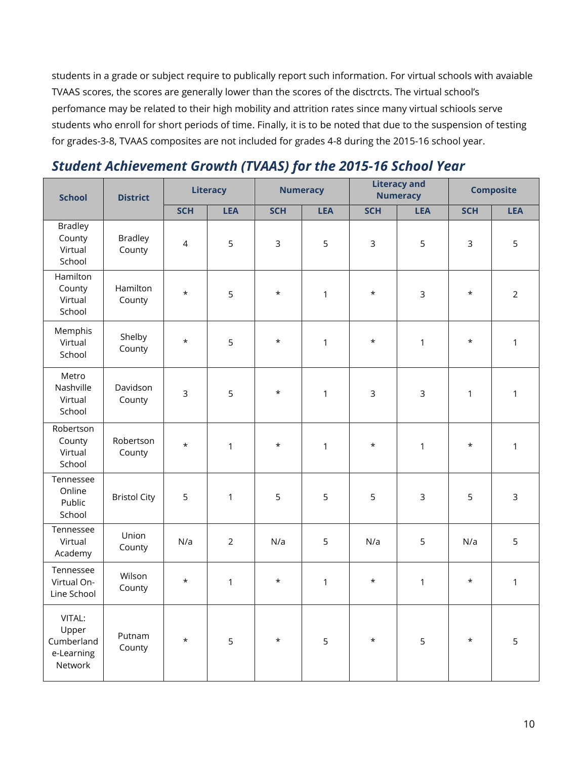students in a grade or subject require to publically report such information. For virtual schools with avaiable TVAAS scores, the scores are generally lower than the scores of the disctrcts. The virtual school's perfomance may be related to their high mobility and attrition rates since many virtual schiools serve students who enroll for short periods of time. Finally, it is to be noted that due to the suspension of testing for grades-3-8, TVAAS composites are not included for grades 4-8 during the 2015-16 school year.

## *Student Achievement Growth (TVAAS) for the 2015-16 School Year*

| School | District | Literacy | | Numeracy | | Literacy and Numeracy | | Composite | |
|---|---|---|---|---|---|---|---|---|---|
| | | SCH | LEA | SCH | LEA | SCH | LEA | SCH | LEA |
| Bradley County Virtual School | Bradley County | 4 | 5 | 3 | 5 | 3 | 5 | 3 | 5 |
| Hamilton County Virtual School | Hamilton County | * | 5 | * | 1 | * | 3 | * | 2 |
| Memphis Virtual School | Shelby County | * | 5 | * | 1 | * | 1 | * | 1 |
| Metro Nashville Virtual School | Davidson County | 3 | 5 | * | 1 | 3 | 3 | 1 | 1 |
| Robertson County Virtual School | Robertson County | * | 1 | * | 1 | * | 1 | * | 1 |
| Tennessee Online Public School | Bristol City | 5 | 1 | 5 | 5 | 5 | 3 | 5 | 3 |
| Tennessee Virtual Academy | Union County | N/a | 2 | N/a | 5 | N/a | 5 | N/a | 5 |
| Tennessee Virtual On-Line School | Wilson County | * | 1 | * | 1 | * | 1 | * | 1 |
| VITAL: Upper Cumberland e-Learning Network | Putnam County | * | 5 | * | 5 | * | 5 | * | 5 |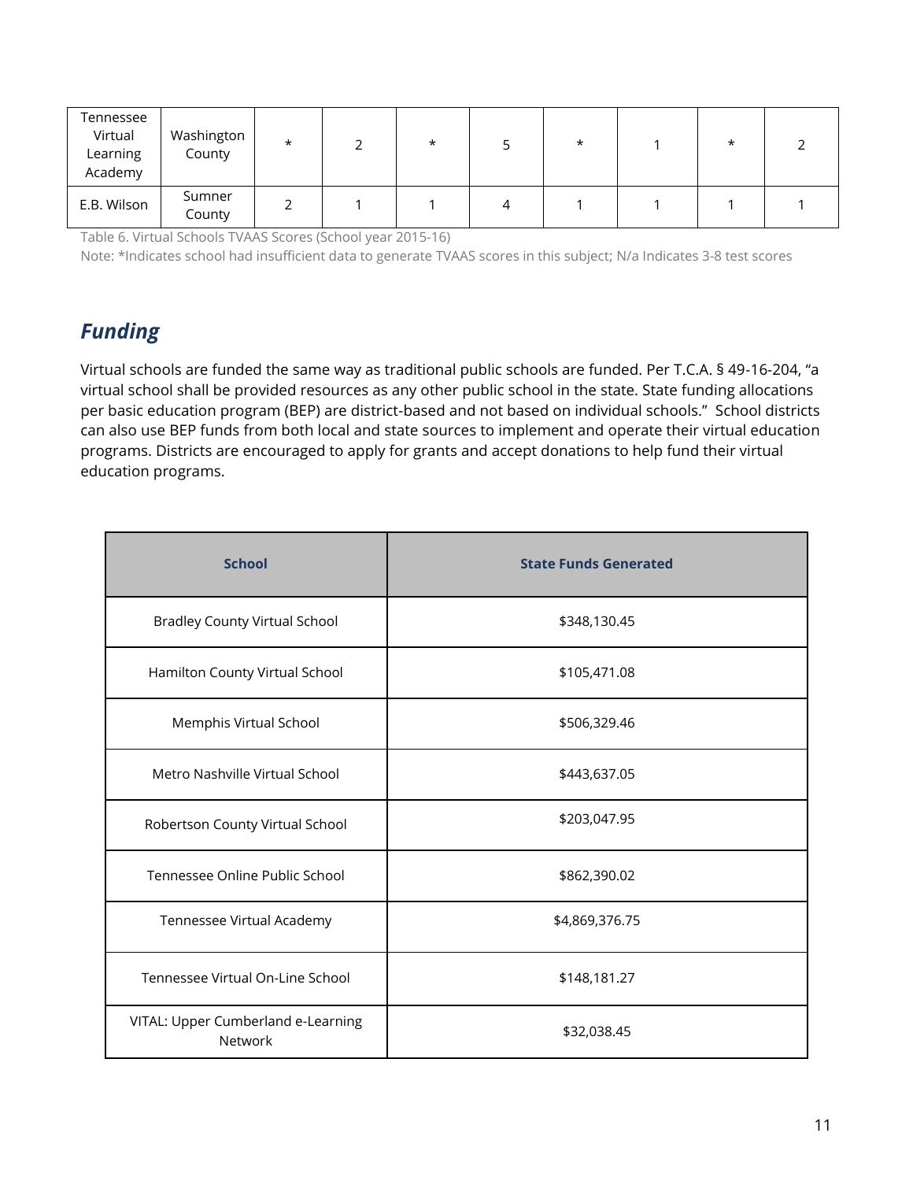| | | | | | | | | | |
|---|---|---|---|---|---|---|---|---|---|
| Tennessee Virtual Learning Academy | Washington County | * | 2 | * | 5 | * | 1 | * | 2 |
| E.B. Wilson | Sumner County | 2 | 1 | 1 | 4 | 1 | 1 | 1 | 1 |

Table 6. Virtual Schools TVAAS Scores (School year 2015-16)

Note: *Indicates school had insufficient data to generate TVAAS scores in this subject; N/a Indicates 3-8 test scores

## *Funding*

Virtual schools are funded the same way as traditional public schools are funded. Per T.C.A. § 49-16-204, "a virtual school shall be provided resources as any other public school in the state. State funding allocations per basic education program (BEP) are district-based and not based on individual schools." School districts can also use BEP funds from both local and state sources to implement and operate their virtual education programs. Districts are encouraged to apply for grants and accept donations to help fund their virtual education programs.

| School | State Funds Generated |
|---|---|
| Bradley County Virtual School | $348,130.45 |
| Hamilton County Virtual School | $105,471.08 |
| Memphis Virtual School | $506,329.46 |
| Metro Nashville Virtual School | $443,637.05 |
| Robertson County Virtual School | $203,047.95 |
| Tennessee Online Public School | $862,390.02 |
| Tennessee Virtual Academy | $4,869,376.75 |
| Tennessee Virtual On-Line School | $148,181.27 |
| VITAL: Upper Cumberland e-Learning Network | $32,038.45 |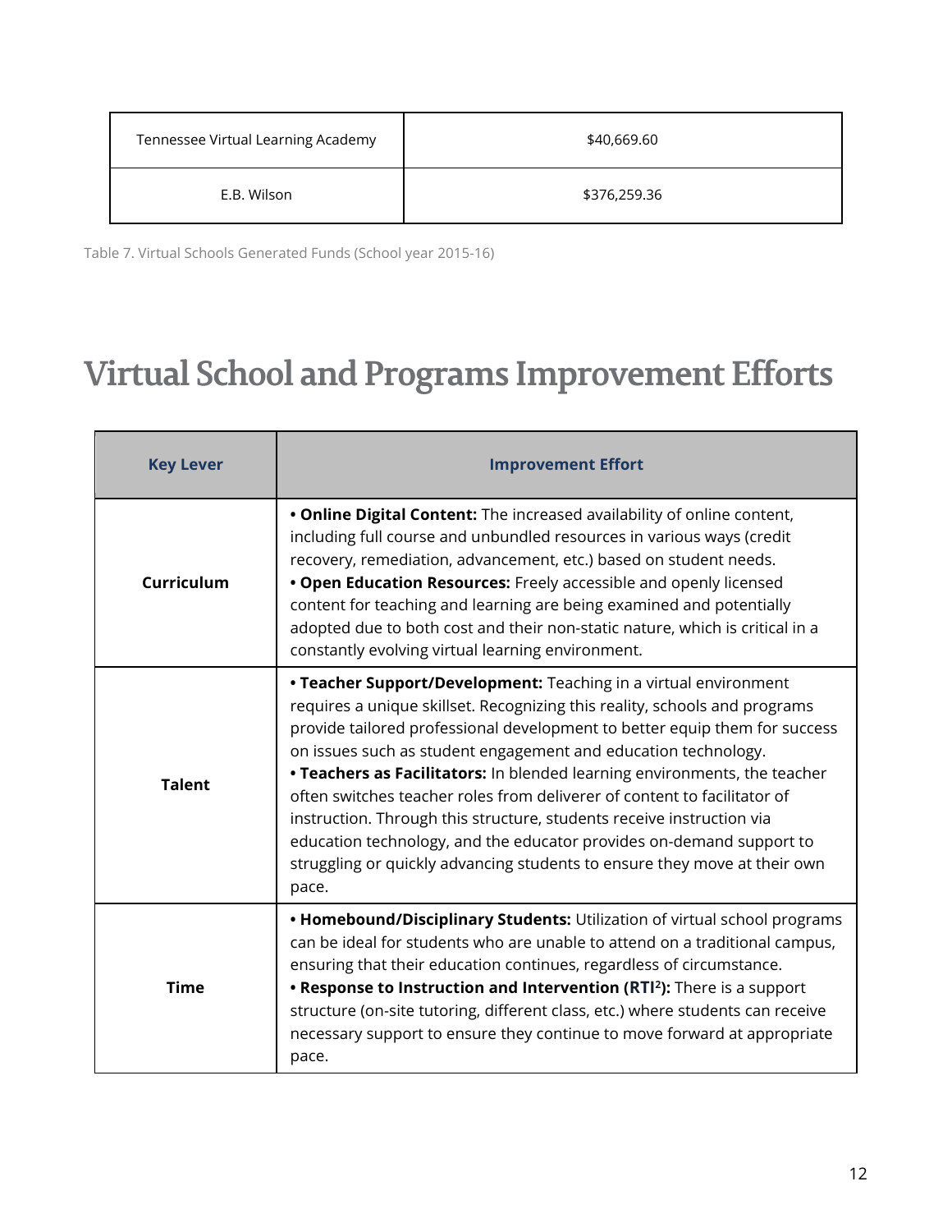| | |
|---|---|
| Tennessee Virtual Learning Academy | $40,669.60 |
| E.B. Wilson | $376,259.36 |

Table 7. Virtual Schools Generated Funds (School year 2015-16)

# Virtual School and Programs Improvement Efforts

| Key Lever | Improvement Effort |
|---|---|
| **Curriculum** | **• Online Digital Content:** The increased availability of online content, including full course and unbundled resources in various ways (credit recovery, remediation, advancement, etc.) based on student needs. **• Open Education Resources:** Freely accessible and openly licensed content for teaching and learning are being examined and potentially adopted due to both cost and their non-static nature, which is critical in a constantly evolving virtual learning environment. |
| **Talent** | **• Teacher Support/Development:** Teaching in a virtual environment requires a unique skillset. Recognizing this reality, schools and programs provide tailored professional development to better equip them for success on issues such as student engagement and education technology. **• Teachers as Facilitators:** In blended learning environments, the teacher often switches teacher roles from deliverer of content to facilitator of instruction. Through this structure, students receive instruction via education technology, and the educator provides on-demand support to struggling or quickly advancing students to ensure they move at their own pace. |
| **Time** | **• Homebound/Disciplinary Students:** Utilization of virtual school programs can be ideal for students who are unable to attend on a traditional campus, ensuring that their education continues, regardless of circumstance. **• Response to Instruction and Intervention ($RTI^2$):** There is a support structure (on-site tutoring, different class, etc.) where students can receive necessary support to ensure they continue to move forward at appropriate pace. |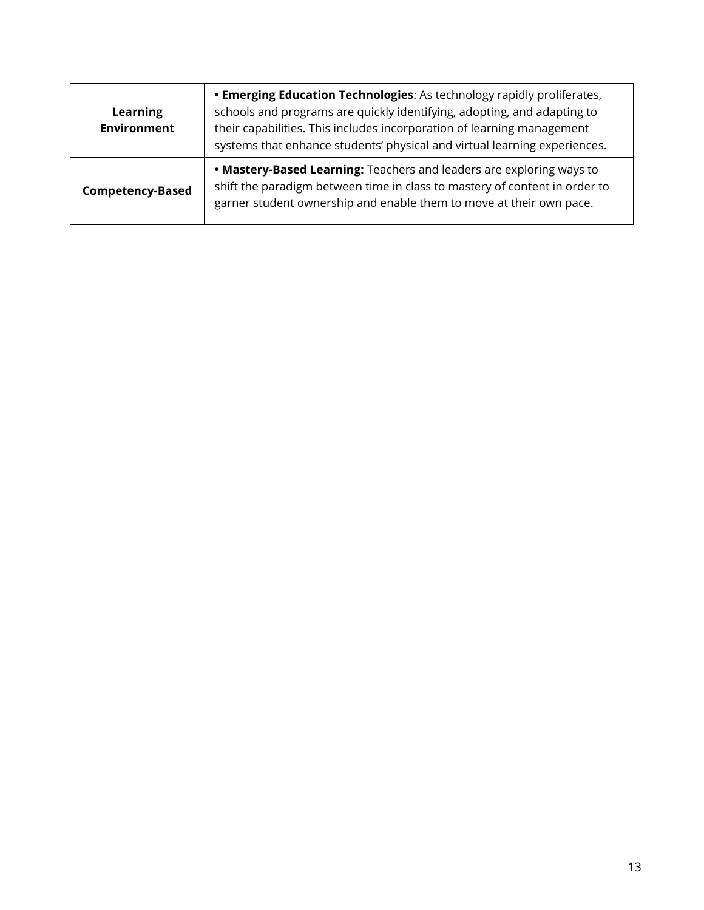| | |
|---|---|
| **Learning Environment** | **• Emerging Education Technologies**: As technology rapidly proliferates, schools and programs are quickly identifying, adopting, and adapting to their capabilities. This includes incorporation of learning management systems that enhance students' physical and virtual learning experiences. |
| **Competency-Based** | **• Mastery-Based Learning:** Teachers and leaders are exploring ways to shift the paradigm between time in class to mastery of content in order to garner student ownership and enable them to move at their own pace. |